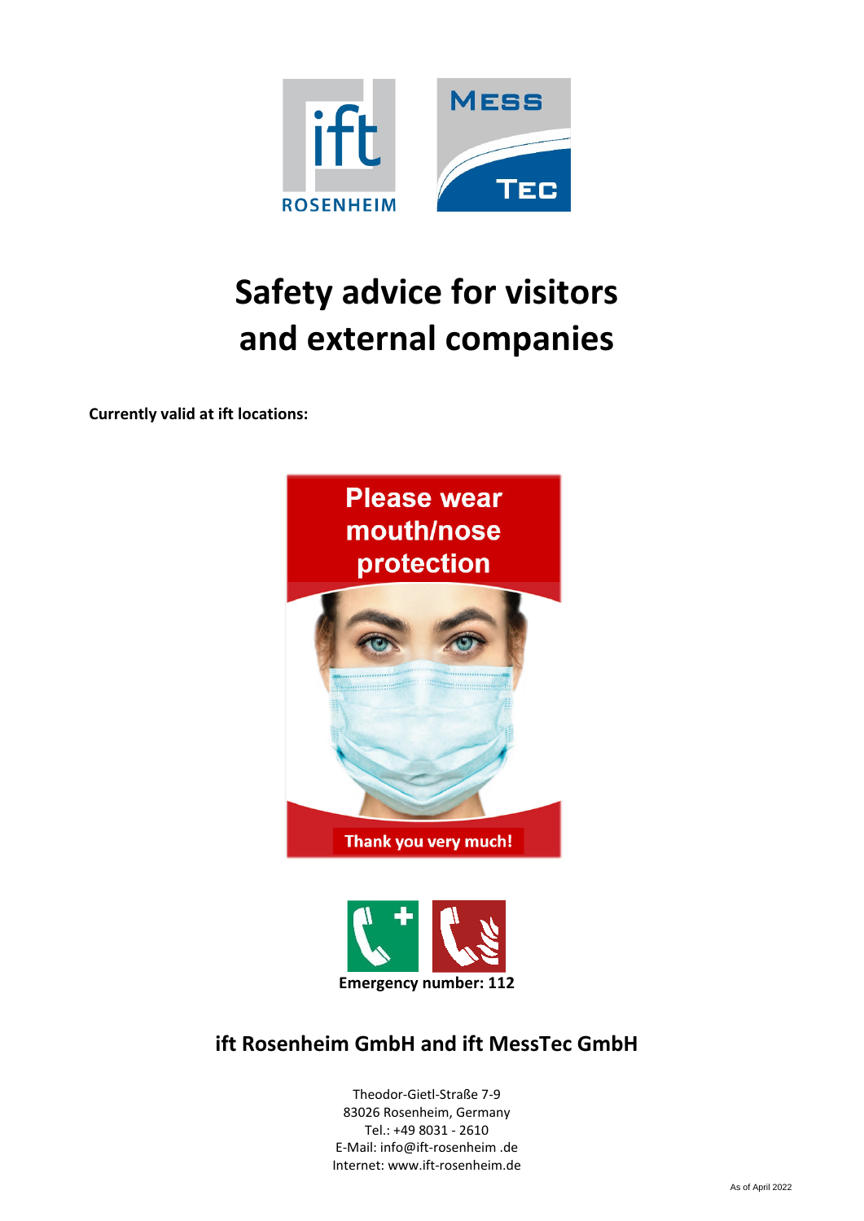# Safety advice for visitors and external companies

**Currently valid at ift locations:**

Please wear mouth/nose protection

Thank you very much!

**Emergency number: 112**

## ift Rosenheim GmbH and ift MessTec GmbH

Theodor-Gietl-Straße 7-9
83026 Rosenheim, Germany
Tel.: +49 8031 - 2610
E-Mail: info@ift-rosenheim .de
Internet: www.ift-rosenheim.de

As of April 2022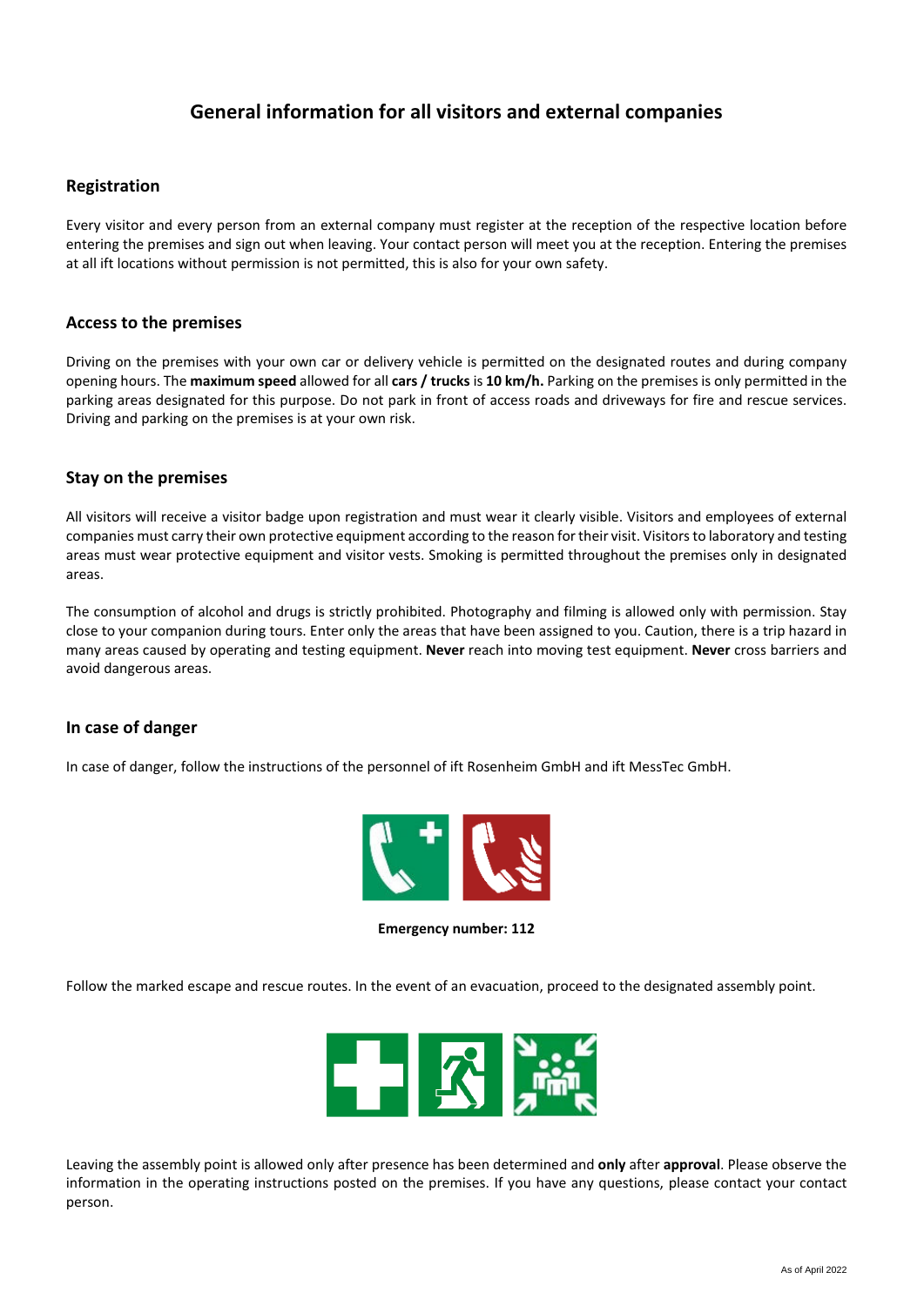# General information for all visitors and external companies

## Registration

Every visitor and every person from an external company must register at the reception of the respective location before entering the premises and sign out when leaving. Your contact person will meet you at the reception. Entering the premises at all ift locations without permission is not permitted, this is also for your own safety.

## Access to the premises

Driving on the premises with your own car or delivery vehicle is permitted on the designated routes and during company opening hours. The **maximum speed** allowed for all **cars / trucks** is **10 km/h.** Parking on the premises is only permitted in the parking areas designated for this purpose. Do not park in front of access roads and driveways for fire and rescue services. Driving and parking on the premises is at your own risk.

## Stay on the premises

All visitors will receive a visitor badge upon registration and must wear it clearly visible. Visitors and employees of external companies must carry their own protective equipment according to the reason for their visit. Visitors to laboratory and testing areas must wear protective equipment and visitor vests. Smoking is permitted throughout the premises only in designated areas.

The consumption of alcohol and drugs is strictly prohibited. Photography and filming is allowed only with permission. Stay close to your companion during tours. Enter only the areas that have been assigned to you. Caution, there is a trip hazard in many areas caused by operating and testing equipment. **Never** reach into moving test equipment. **Never** cross barriers and avoid dangerous areas.

## In case of danger

In case of danger, follow the instructions of the personnel of ift Rosenheim GmbH and ift MessTec GmbH.

**Emergency number: 112**

Follow the marked escape and rescue routes. In the event of an evacuation, proceed to the designated assembly point.

Leaving the assembly point is allowed only after presence has been determined and **only** after **approval**. Please observe the information in the operating instructions posted on the premises. If you have any questions, please contact your contact person.

As of April 2022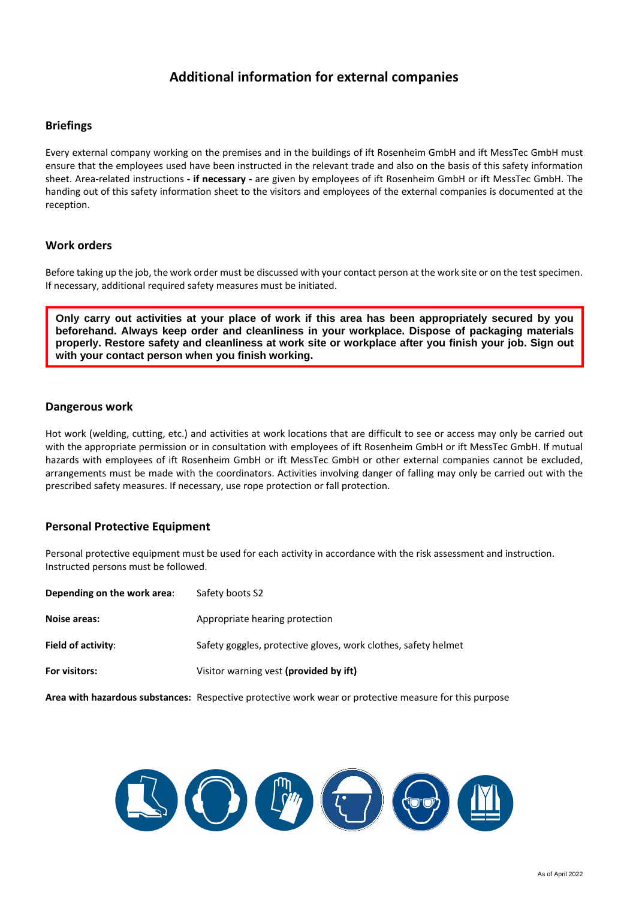# Additional information for external companies

## Briefings

Every external company working on the premises and in the buildings of ift Rosenheim GmbH and ift MessTec GmbH must ensure that the employees used have been instructed in the relevant trade and also on the basis of this safety information sheet. Area-related instructions **- if necessary -** are given by employees of ift Rosenheim GmbH or ift MessTec GmbH. The handing out of this safety information sheet to the visitors and employees of the external companies is documented at the reception.

## Work orders

Before taking up the job, the work order must be discussed with your contact person at the work site or on the test specimen. If necessary, additional required safety measures must be initiated.

**Only carry out activities at your place of work if this area has been appropriately secured by you beforehand. Always keep order and cleanliness in your workplace. Dispose of packaging materials properly. Restore safety and cleanliness at work site or workplace after you finish your job. Sign out with your contact person when you finish working.**

## Dangerous work

Hot work (welding, cutting, etc.) and activities at work locations that are difficult to see or access may only be carried out with the appropriate permission or in consultation with employees of ift Rosenheim GmbH or ift MessTec GmbH. If mutual hazards with employees of ift Rosenheim GmbH or ift MessTec GmbH or other external companies cannot be excluded, arrangements must be made with the coordinators. Activities involving danger of falling may only be carried out with the prescribed safety measures. If necessary, use rope protection or fall protection.

## Personal Protective Equipment

Personal protective equipment must be used for each activity in accordance with the risk assessment and instruction. Instructed persons must be followed.

| | |
|---|---|
| **Depending on the work area**: | Safety boots S2 |
| **Noise areas:** | Appropriate hearing protection |
| **Field of activity**: | Safety goggles, protective gloves, work clothes, safety helmet |
| **For visitors:** | Visitor warning vest **(provided by ift)** |
| **Area with hazardous substances:** | Respective protective work wear or protective measure for this purpose |

As of April 2022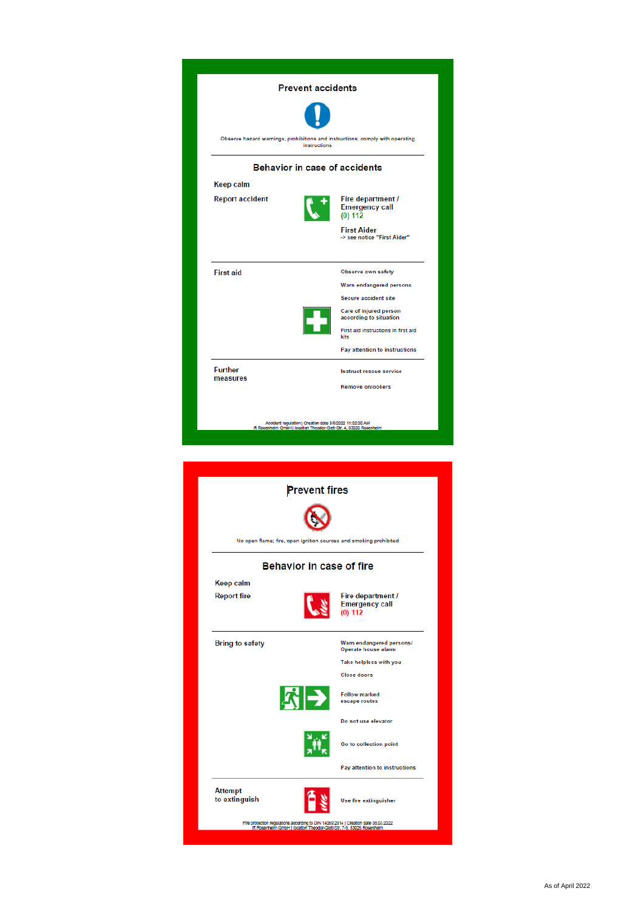## Prevent accidents

Observe hazard warnings, prohibitions and instructions; comply with operating instructions

## Behavior in case of accidents

**Keep calm**

**Report accident**

**Fire department / Emergency call**
(0) 112

**First Aider**
-> see notice "First Aider"

**First aid**

- Observe own safety
- Warn endangered persons
- Secure accident site
- Care of injured person according to situation
- First aid instructions in first aid kits
- Pay attention to instructions

**Further measures**

- Instruct rescue service
- Remove onlookers

Accident regulation | Creation date 3/8/2022 11:32:00 AM
ift Rosenheim GmbH | location Theodor-Gietl-Str. 4, 83026 Rosenheim

## Prevent fires

No open flame; fire, open ignition sources and smoking prohibited

## Behavior in case of fire

**Keep calm**

**Report fire**

**Fire department / Emergency call**
(0) 112

**Bring to safety**

- Warn endangered persons/ Operate house alarm
- Take helpless with you
- Close doors
- Follow marked escape routes
- Do not use elevator
- Go to collection point
- Pay attention to instructions

**Attempt to extinguish**

- Use fire extinguisher

Fire protection regulations according to DIN 14096:2014 | Creation date 08.03.2022
ift Rosenheim GmbH | location Theodor-Gietl-Str. 7-9, 83026 Rosenheim

As of April 2022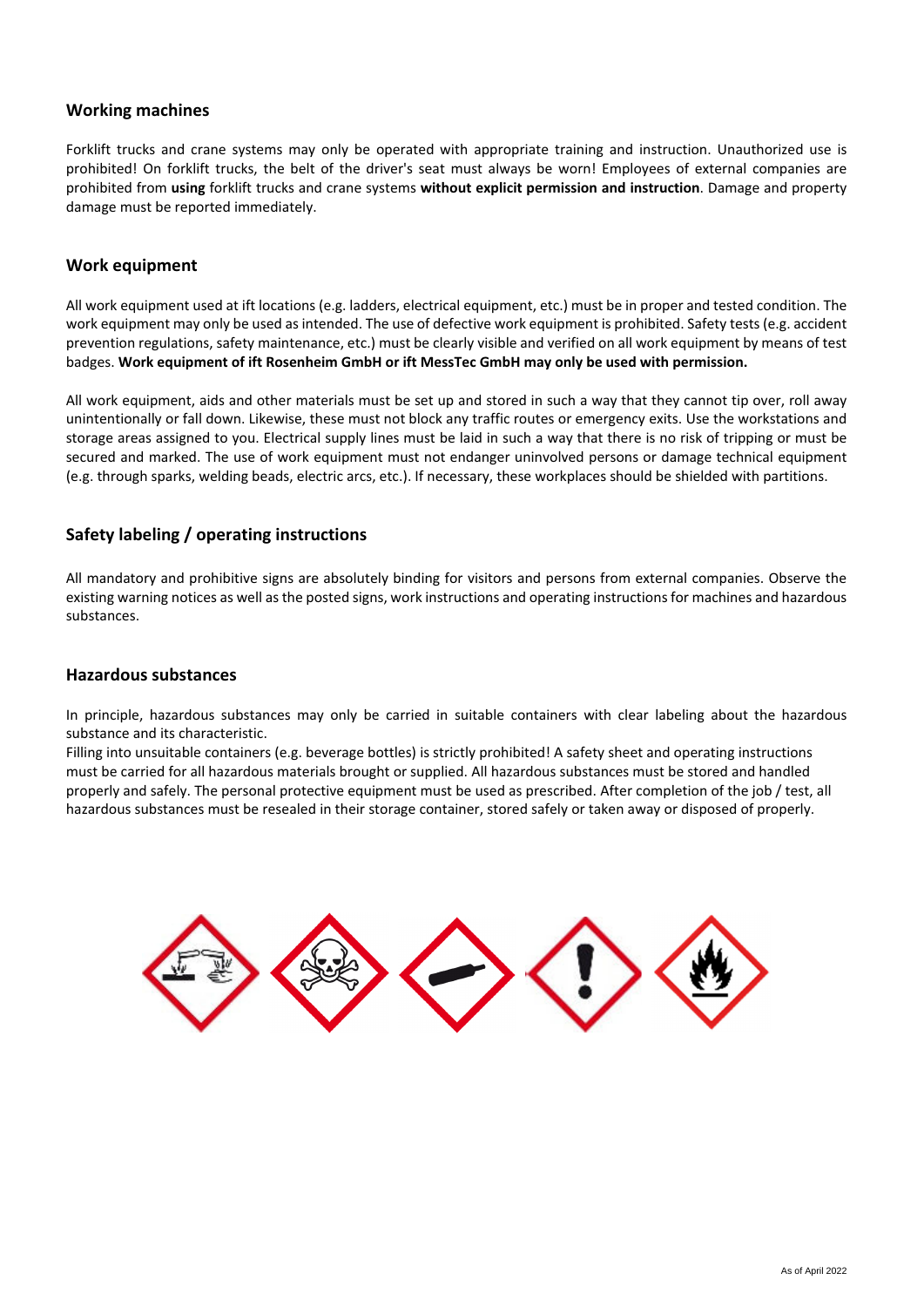## Working machines

Forklift trucks and crane systems may only be operated with appropriate training and instruction. Unauthorized use is prohibited! On forklift trucks, the belt of the driver's seat must always be worn! Employees of external companies are prohibited from **using** forklift trucks and crane systems **without explicit permission and instruction**. Damage and property damage must be reported immediately.

## Work equipment

All work equipment used at ift locations (e.g. ladders, electrical equipment, etc.) must be in proper and tested condition. The work equipment may only be used as intended. The use of defective work equipment is prohibited. Safety tests (e.g. accident prevention regulations, safety maintenance, etc.) must be clearly visible and verified on all work equipment by means of test badges. **Work equipment of ift Rosenheim GmbH or ift MessTec GmbH may only be used with permission.**

All work equipment, aids and other materials must be set up and stored in such a way that they cannot tip over, roll away unintentionally or fall down. Likewise, these must not block any traffic routes or emergency exits. Use the workstations and storage areas assigned to you. Electrical supply lines must be laid in such a way that there is no risk of tripping or must be secured and marked. The use of work equipment must not endanger uninvolved persons or damage technical equipment (e.g. through sparks, welding beads, electric arcs, etc.). If necessary, these workplaces should be shielded with partitions.

## Safety labeling / operating instructions

All mandatory and prohibitive signs are absolutely binding for visitors and persons from external companies. Observe the existing warning notices as well as the posted signs, work instructions and operating instructions for machines and hazardous substances.

## Hazardous substances

In principle, hazardous substances may only be carried in suitable containers with clear labeling about the hazardous substance and its characteristic.
Filling into unsuitable containers (e.g. beverage bottles) is strictly prohibited! A safety sheet and operating instructions must be carried for all hazardous materials brought or supplied. All hazardous substances must be stored and handled properly and safely. The personal protective equipment must be used as prescribed. After completion of the job / test, all hazardous substances must be resealed in their storage container, stored safely or taken away or disposed of properly.

As of April 2022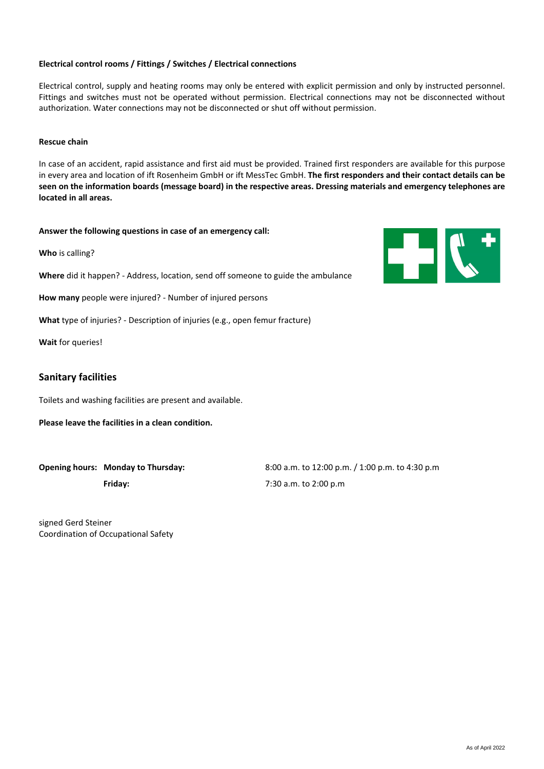**Electrical control rooms / Fittings / Switches / Electrical connections**

Electrical control, supply and heating rooms may only be entered with explicit permission and only by instructed personnel. Fittings and switches must not be operated without permission. Electrical connections may not be disconnected without authorization. Water connections may not be disconnected or shut off without permission.

**Rescue chain**

In case of an accident, rapid assistance and first aid must be provided. Trained first responders are available for this purpose in every area and location of ift Rosenheim GmbH or ift MessTec GmbH. **The first responders and their contact details can be seen on the information boards (message board) in the respective areas. Dressing materials and emergency telephones are located in all areas.**

**Answer the following questions in case of an emergency call:**

**Who** is calling?

**Where** did it happen? - Address, location, send off someone to guide the ambulance

**How many** people were injured? - Number of injured persons

**What** type of injuries? - Description of injuries (e.g., open femur fracture)

**Wait** for queries!

## Sanitary facilities

Toilets and washing facilities are present and available.

**Please leave the facilities in a clean condition.**

| | | |
|---|---|---|
| **Opening hours:** | **Monday to Thursday:** | 8:00 a.m. to 12:00 p.m. / 1:00 p.m. to 4:30 p.m |
| | **Friday:** | 7:30 a.m. to 2:00 p.m |

signed Gerd Steiner
Coordination of Occupational Safety

As of April 2022